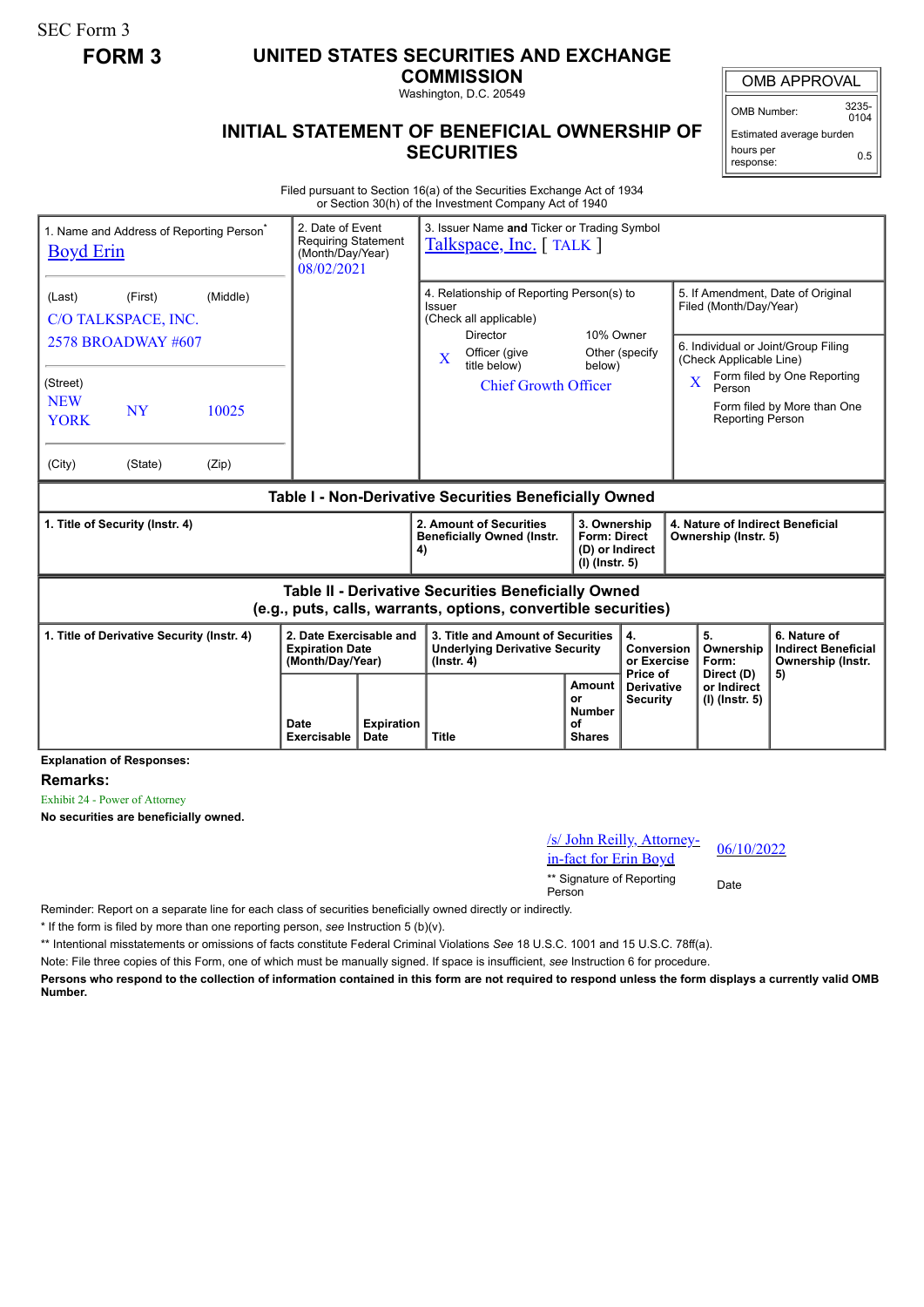SEC Form 3

**FORM 3**

# UNITED STATES SECURITIES AND EXCHANGE COMMISSION

Washington, D.C. 20549

## INITIAL STATEMENT OF BENEFICIAL OWNERSHIP OF SECURITIES

| OMB APPROVAL | |
|---|---|
| OMB Number: | 3235-0104 |
| Estimated average burden hours per response: | 0.5 |

Filed pursuant to Section 16(a) of the Securities Exchange Act of 1934 or Section 30(h) of the Investment Company Act of 1940

| 1. Name and Address of Reporting Person* | 2. Date of Event Requiring Statement (Month/Day/Year) | 3. Issuer Name and Ticker or Trading Symbol |
|---|---|---|
| Boyd Erin | 08/02/2021 | Talkspace, Inc. [ TALK ] |
| (Last) (First) (Middle) C/O TALKSPACE, INC. 2578 BROADWAY #607 | | 4. Relationship of Reporting Person(s) to Issuer (Check all applicable) Director / 10% Owner / X Officer (give title below) / Other (specify below) — Chief Growth Officer |
| (Street) NEW YORK NY 10025 | | 5. If Amendment, Date of Original Filed (Month/Day/Year) |
| (City) (State) (Zip) | | 6. Individual or Joint/Group Filing (Check Applicable Line) X Form filed by One Reporting Person / Form filed by More than One Reporting Person |

### Table I - Non-Derivative Securities Beneficially Owned

| 1. Title of Security (Instr. 4) | 2. Amount of Securities Beneficially Owned (Instr. 4) | 3. Ownership Form: Direct (D) or Indirect (I) (Instr. 5) | 4. Nature of Indirect Beneficial Ownership (Instr. 5) |
|---|---|---|---|

### Table II - Derivative Securities Beneficially Owned (e.g., puts, calls, warrants, options, convertible securities)

| 1. Title of Derivative Security (Instr. 4) | 2. Date Exercisable and Expiration Date (Month/Day/Year) | | 3. Title and Amount of Securities Underlying Derivative Security (Instr. 4) | | 4. Conversion or Exercise Price of Derivative Security | 5. Ownership Form: Direct (D) or Indirect (I) (Instr. 5) | 6. Nature of Indirect Beneficial Ownership (Instr. 5) |
|---|---|---|---|---|---|---|---|
| | Date Exercisable | Expiration Date | Title | Amount or Number of Shares | | | |

**Explanation of Responses:**

**Remarks:**

Exhibit 24 - Power of Attorney

**No securities are beneficially owned.**

| /s/ John Reilly, Attorney-in-fact for Erin Boyd | 06/10/2022 |
|---|---|
| ** Signature of Reporting Person | Date |

Reminder: Report on a separate line for each class of securities beneficially owned directly or indirectly.

\* If the form is filed by more than one reporting person, *see* Instruction 5 (b)(v).

\*\* Intentional misstatements or omissions of facts constitute Federal Criminal Violations *See* 18 U.S.C. 1001 and 15 U.S.C. 78ff(a).

Note: File three copies of this Form, one of which must be manually signed. If space is insufficient, *see* Instruction 6 for procedure.

**Persons who respond to the collection of information contained in this form are not required to respond unless the form displays a currently valid OMB Number.**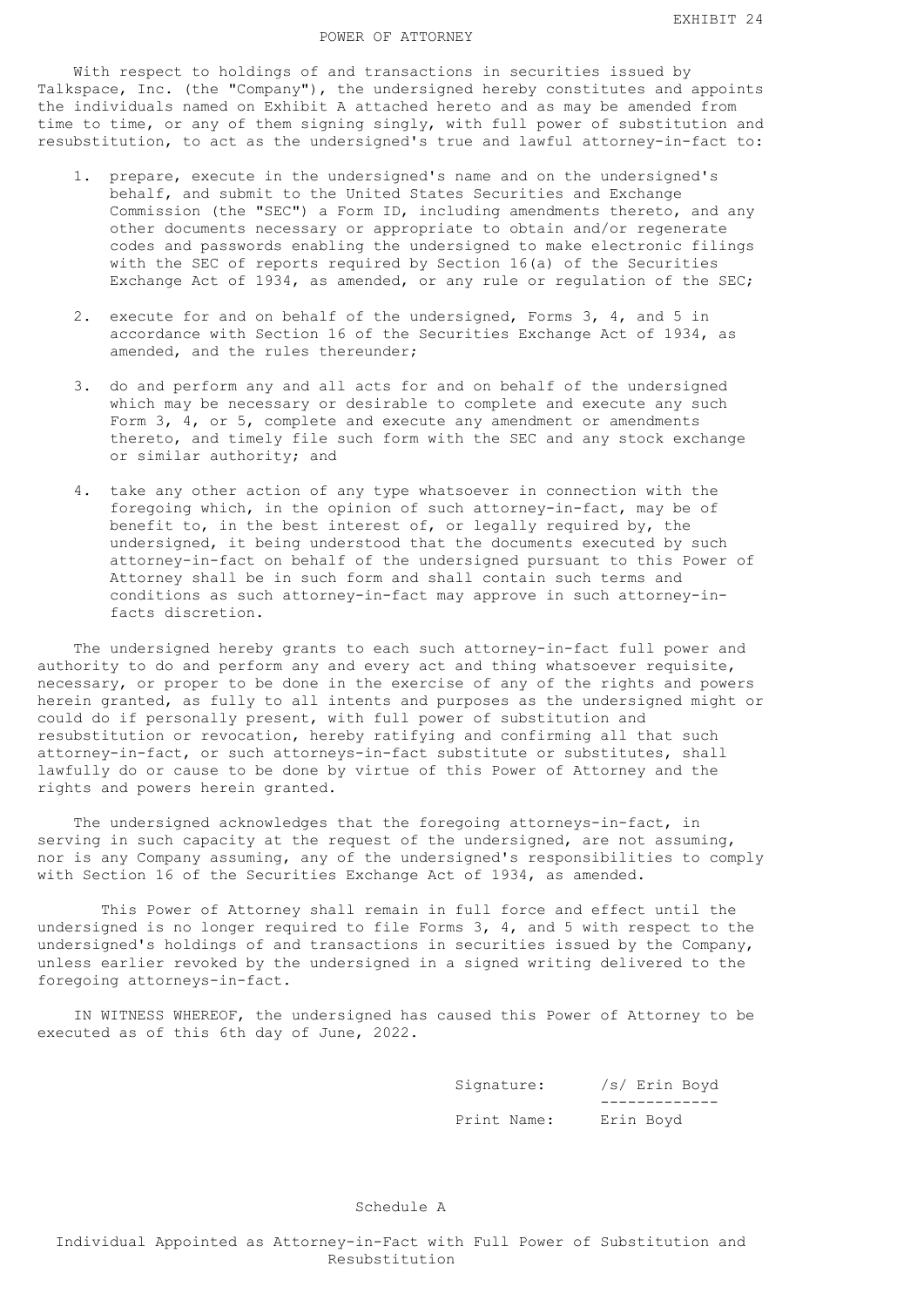EXHIBIT 24

# POWER OF ATTORNEY

With respect to holdings of and transactions in securities issued by Talkspace, Inc. (the "Company"), the undersigned hereby constitutes and appoints the individuals named on Exhibit A attached hereto and as may be amended from time to time, or any of them signing singly, with full power of substitution and resubstitution, to act as the undersigned's true and lawful attorney-in-fact to:

1. prepare, execute in the undersigned's name and on the undersigned's behalf, and submit to the United States Securities and Exchange Commission (the "SEC") a Form ID, including amendments thereto, and any other documents necessary or appropriate to obtain and/or regenerate codes and passwords enabling the undersigned to make electronic filings with the SEC of reports required by Section 16(a) of the Securities Exchange Act of 1934, as amended, or any rule or regulation of the SEC;

2. execute for and on behalf of the undersigned, Forms 3, 4, and 5 in accordance with Section 16 of the Securities Exchange Act of 1934, as amended, and the rules thereunder;

3. do and perform any and all acts for and on behalf of the undersigned which may be necessary or desirable to complete and execute any such Form 3, 4, or 5, complete and execute any amendment or amendments thereto, and timely file such form with the SEC and any stock exchange or similar authority; and

4. take any other action of any type whatsoever in connection with the foregoing which, in the opinion of such attorney-in-fact, may be of benefit to, in the best interest of, or legally required by, the undersigned, it being understood that the documents executed by such attorney-in-fact on behalf of the undersigned pursuant to this Power of Attorney shall be in such form and shall contain such terms and conditions as such attorney-in-fact may approve in such attorney-in-facts discretion.

The undersigned hereby grants to each such attorney-in-fact full power and authority to do and perform any and every act and thing whatsoever requisite, necessary, or proper to be done in the exercise of any of the rights and powers herein granted, as fully to all intents and purposes as the undersigned might or could do if personally present, with full power of substitution and resubstitution or revocation, hereby ratifying and confirming all that such attorney-in-fact, or such attorneys-in-fact substitute or substitutes, shall lawfully do or cause to be done by virtue of this Power of Attorney and the rights and powers herein granted.

The undersigned acknowledges that the foregoing attorneys-in-fact, in serving in such capacity at the request of the undersigned, are not assuming, nor is any Company assuming, any of the undersigned's responsibilities to comply with Section 16 of the Securities Exchange Act of 1934, as amended.

This Power of Attorney shall remain in full force and effect until the undersigned is no longer required to file Forms 3, 4, and 5 with respect to the undersigned's holdings of and transactions in securities issued by the Company, unless earlier revoked by the undersigned in a signed writing delivered to the foregoing attorneys-in-fact.

IN WITNESS WHEREOF, the undersigned has caused this Power of Attorney to be executed as of this 6th day of June, 2022.

Signature: /s/ Erin Boyd

Print Name: Erin Boyd

## Schedule A

Individual Appointed as Attorney-in-Fact with Full Power of Substitution and Resubstitution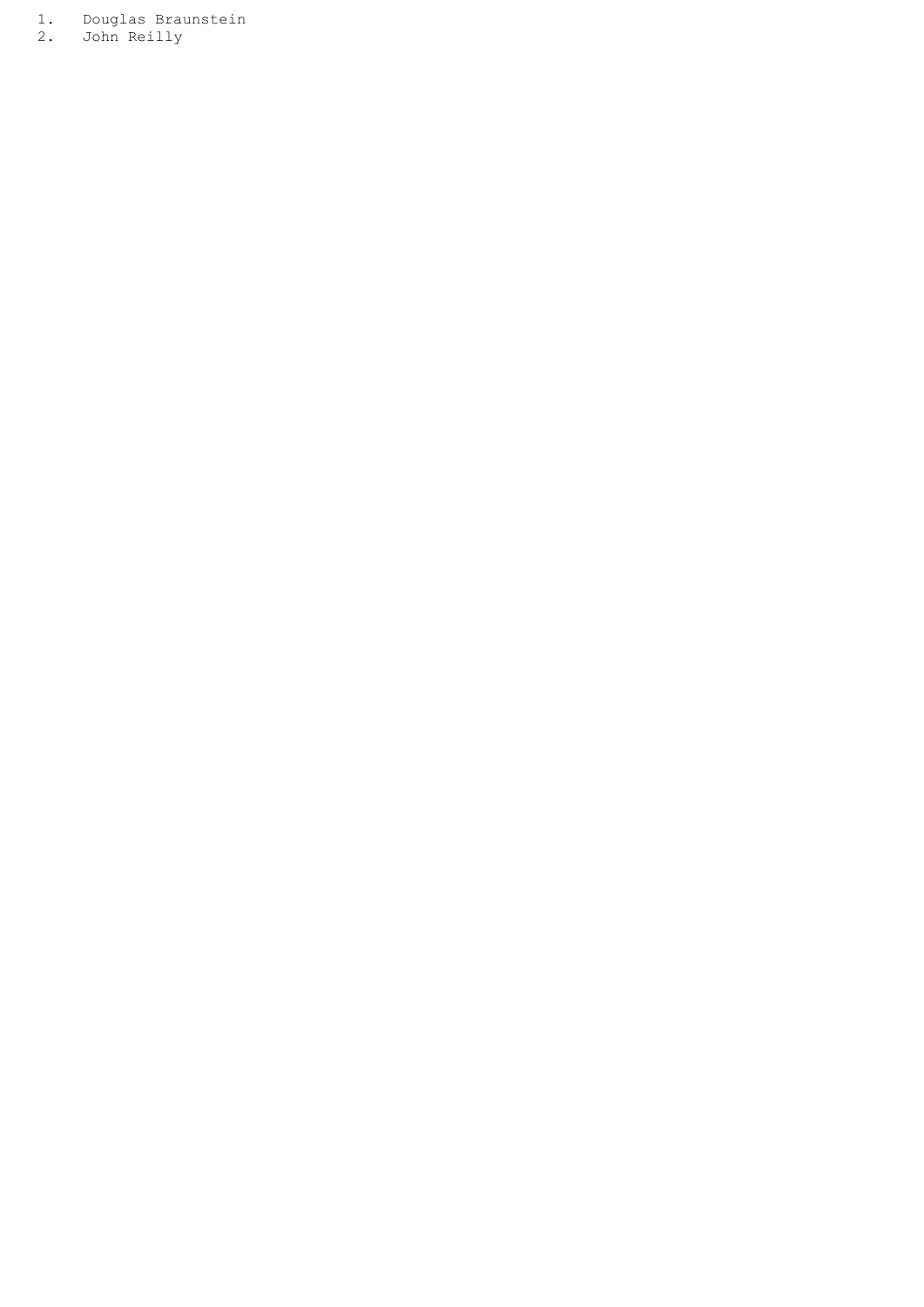1. Douglas Braunstein
2. John Reilly